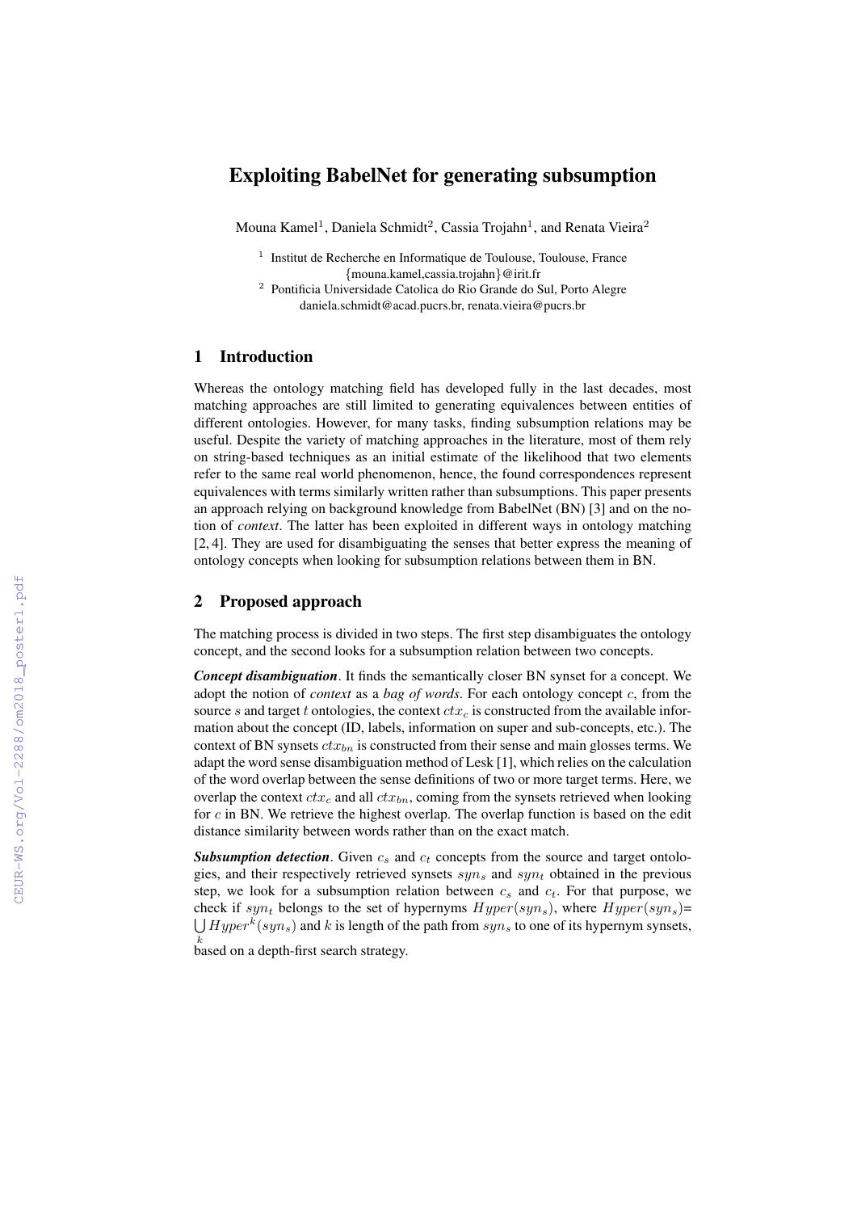# Exploiting BabelNet for generating subsumption

Mouna Kamel[1], Daniela Schmidt[2], Cassia Trojahn[1], and Renata Vieira[2]

[1] Institut de Recherche en Informatique de Toulouse, Toulouse, France
{mouna.kamel,cassia.trojahn}@irit.fr

[2] Pontificia Universidade Catolica do Rio Grande do Sul, Porto Alegre
daniela.schmidt@acad.pucrs.br, renata.vieira@pucrs.br

## 1 Introduction

Whereas the ontology matching field has developed fully in the last decades, most matching approaches are still limited to generating equivalences between entities of different ontologies. However, for many tasks, finding subsumption relations may be useful. Despite the variety of matching approaches in the literature, most of them rely on string-based techniques as an initial estimate of the likelihood that two elements refer to the same real world phenomenon, hence, the found correspondences represent equivalences with terms similarly written rather than subsumptions. This paper presents an approach relying on background knowledge from BabelNet (BN) [3] and on the notion of *context*. The latter has been exploited in different ways in ontology matching [2, 4]. They are used for disambiguating the senses that better express the meaning of ontology concepts when looking for subsumption relations between them in BN.

## 2 Proposed approach

The matching process is divided in two steps. The first step disambiguates the ontology concept, and the second looks for a subsumption relation between two concepts.

***Concept disambiguation***. It finds the semantically closer BN synset for a concept. We adopt the notion of *context* as a *bag of words*. For each ontology concept $c$, from the source $s$ and target $t$ ontologies, the context $ctx_c$ is constructed from the available information about the concept (ID, labels, information on super and sub-concepts, etc.). The context of BN synsets $ctx_{bn}$ is constructed from their sense and main glosses terms. We adapt the word sense disambiguation method of Lesk [1], which relies on the calculation of the word overlap between the sense definitions of two or more target terms. Here, we overlap the context $ctx_c$ and all $ctx_{bn}$, coming from the synsets retrieved when looking for $c$ in BN. We retrieve the highest overlap. The overlap function is based on the edit distance similarity between words rather than on the exact match.

***Subsumption detection***. Given $c_s$ and $c_t$ concepts from the source and target ontologies, and their respectively retrieved synsets $syn_s$ and $syn_t$ obtained in the previous step, we look for a subsumption relation between $c_s$ and $c_t$. For that purpose, we check if $syn_t$ belongs to the set of hypernyms $Hyper(syn_s)$, where $Hyper(syn_s) = \bigcup_k Hyper^k(syn_s)$ and $k$ is length of the path from $syn_s$ to one of its hypernym synsets, based on a depth-first search strategy.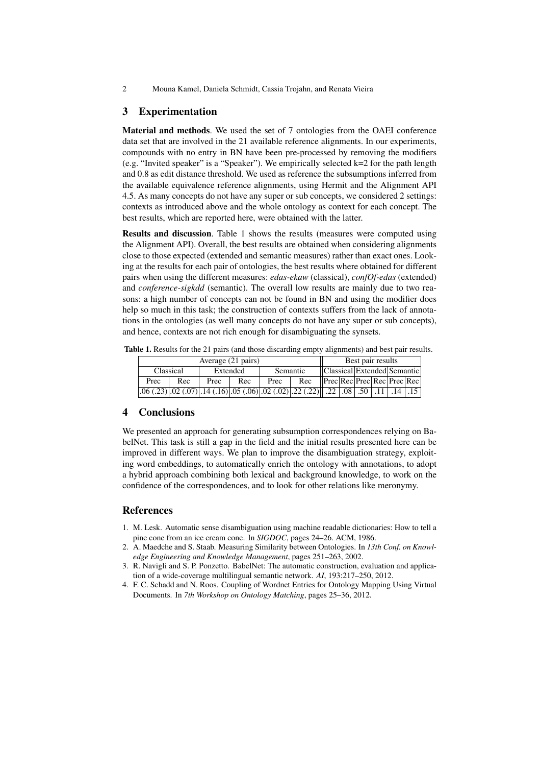## 3 Experimentation

**Material and methods**. We used the set of 7 ontologies from the OAEI conference data set that are involved in the 21 available reference alignments. In our experiments, compounds with no entry in BN have been pre-processed by removing the modifiers (e.g. "Invited speaker" is a "Speaker"). We empirically selected k=2 for the path length and 0.8 as edit distance threshold. We used as reference the subsumptions inferred from the available equivalence reference alignments, using Hermit and the Alignment API 4.5. As many concepts do not have any super or sub concepts, we considered 2 settings: contexts as introduced above and the whole ontology as context for each concept. The best results, which are reported here, were obtained with the latter.

**Results and discussion**. Table 1 shows the results (measures were computed using the Alignment API). Overall, the best results are obtained when considering alignments close to those expected (extended and semantic measures) rather than exact ones. Looking at the results for each pair of ontologies, the best results where obtained for different pairs when using the different measures: *edas-ekaw* (classical), *confOf-edas* (extended) and *conference-sigkdd* (semantic). The overall low results are mainly due to two reasons: a high number of concepts can not be found in BN and using the modifier does help so much in this task; the construction of contexts suffers from the lack of annotations in the ontologies (as well many concepts do not have any super or sub concepts), and hence, contexts are not rich enough for disambiguating the synsets.

**Table 1.** Results for the 21 pairs (and those discarding empty alignments) and best pair results.

| Average (21 pairs) | | | | | | Best pair results | | | | | |
|---|---|---|---|---|---|---|---|---|---|---|---|
| Classical | | Extended | | Semantic | | Classical | | Extended | | Semantic | |
| Prec | Rec | Prec | Rec | Prec | Rec | Prec | Rec | Prec | Rec | Prec | Rec |
| .06 (.23) | .02 (.07) | .14 (.16) | .05 (.06) | .02 (.02) | .22 (.22) | .22 | .08 | .50 | .11 | .14 | .15 |

## 4 Conclusions

We presented an approach for generating subsumption correspondences relying on BabelNet. This task is still a gap in the field and the initial results presented here can be improved in different ways. We plan to improve the disambiguation strategy, exploiting word embeddings, to automatically enrich the ontology with annotations, to adopt a hybrid approach combining both lexical and background knowledge, to work on the confidence of the correspondences, and to look for other relations like meronymy.

## References

1. M. Lesk. Automatic sense disambiguation using machine readable dictionaries: How to tell a pine cone from an ice cream cone. In *SIGDOC*, pages 24–26. ACM, 1986.
2. A. Maedche and S. Staab. Measuring Similarity between Ontologies. In *13th Conf. on Knowledge Engineering and Knowledge Management*, pages 251–263, 2002.
3. R. Navigli and S. P. Ponzetto. BabelNet: The automatic construction, evaluation and application of a wide-coverage multilingual semantic network. *AI*, 193:217–250, 2012.
4. F. C. Schadd and N. Roos. Coupling of Wordnet Entries for Ontology Mapping Using Virtual Documents. In *7th Workshop on Ontology Matching*, pages 25–36, 2012.